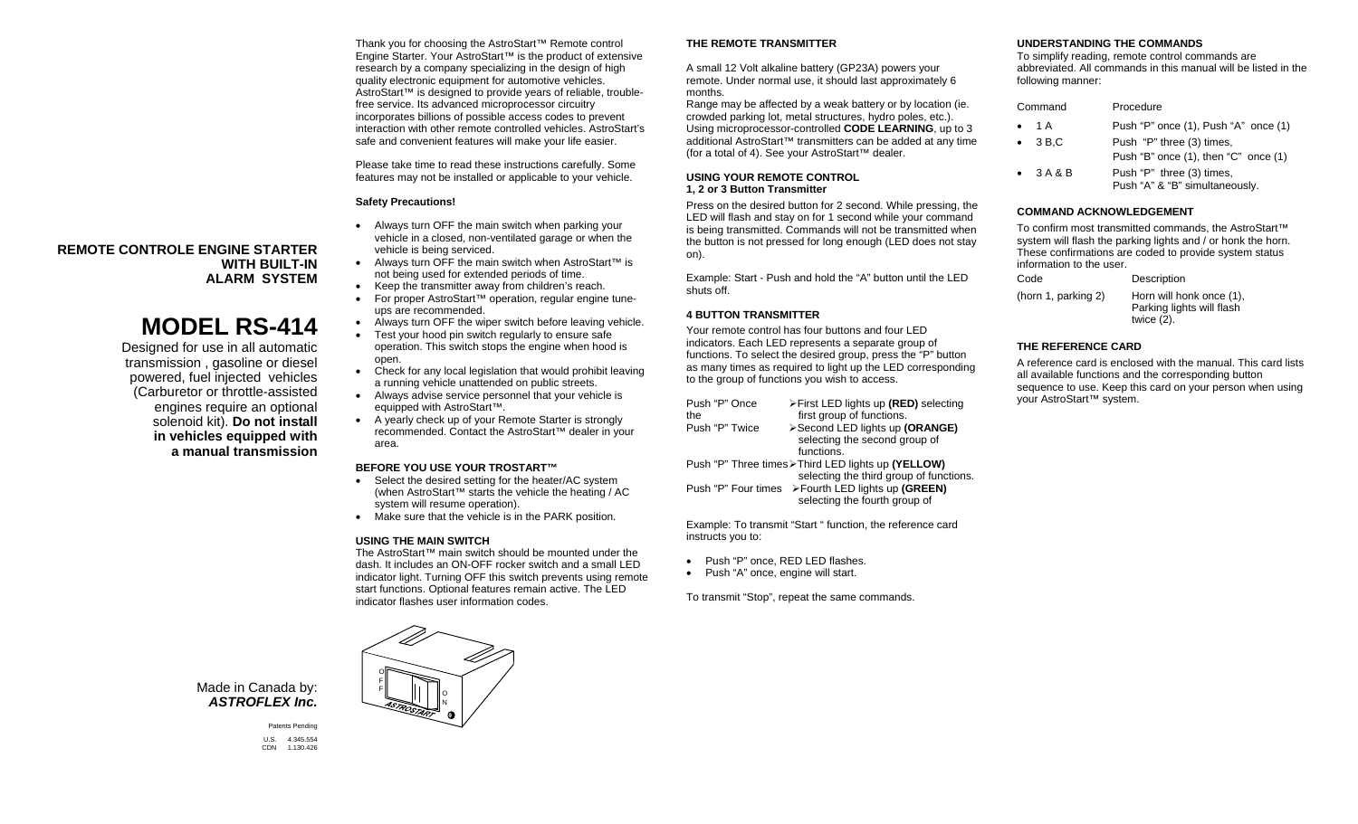## REMOTE CONTROLE ENGINE STARTER WITH BUILT-IN ALARM SYSTEM

# MODEL RS-414

Designed for use in all automatic transmission , gasoline or diesel powered, fuel injected vehicles (Carburetor or throttle-assisted engines require an optional solenoid kit). **Do not install in vehicles equipped with a manual transmission**

Made in Canada by:
***ASTROFLEX Inc.***

Patents Pending

U.S. 4.345.554
CDN 1.130.426

Thank you for choosing the AstroStart™ Remote control Engine Starter. Your AstroStart™ is the product of extensive research by a company specializing in the design of high quality electronic equipment for automotive vehicles. AstroStart™ is designed to provide years of reliable, trouble-free service. Its advanced microprocessor circuitry incorporates billions of possible access codes to prevent interaction with other remote controlled vehicles. AstroStart's safe and convenient features will make your life easier.

Please take time to read these instructions carefully. Some features may not be installed or applicable to your vehicle.

**Safety Precautions!**

- Always turn OFF the main switch when parking your vehicle in a closed, non-ventilated garage or when the vehicle is being serviced.
- Always turn OFF the main switch when AstroStart™ is not being used for extended periods of time.
- Keep the transmitter away from children's reach.
- For proper AstroStart™ operation, regular engine tune-ups are recommended.
- Always turn OFF the wiper switch before leaving vehicle.
- Test your hood pin switch regularly to ensure safe operation. This switch stops the engine when hood is open.
- Check for any local legislation that would prohibit leaving a running vehicle unattended on public streets.
- Always advise service personnel that your vehicle is equipped with AstroStart™.
- A yearly check up of your Remote Starter is strongly recommended. Contact the AstroStart™ dealer in your area.

### BEFORE YOU USE YOUR TROSTART™

- Select the desired setting for the heater/AC system (when AstroStart™ starts the vehicle the heating / AC system will resume operation).
- Make sure that the vehicle is in the PARK position.

### USING THE MAIN SWITCH

The AstroStart™ main switch should be mounted under the dash. It includes an ON-OFF rocker switch and a small LED indicator light. Turning OFF this switch prevents using remote start functions. Optional features remain active. The LED indicator flashes user information codes.

### THE REMOTE TRANSMITTER

A small 12 Volt alkaline battery (GP23A) powers your remote. Under normal use, it should last approximately 6 months.

Range may be affected by a weak battery or by location (ie. crowded parking lot, metal structures, hydro poles, etc.). Using microprocessor-controlled **CODE LEARNING**, up to 3 additional AstroStart™ transmitters can be added at any time (for a total of 4). See your AstroStart™ dealer.

### USING YOUR REMOTE CONTROL
### 1, 2 or 3 Button Transmitter

Press on the desired button for 2 second. While pressing, the LED will flash and stay on for 1 second while your command is being transmitted. Commands will not be transmitted when the button is not pressed for long enough (LED does not stay on).

Example: Start - Push and hold the "A" button until the LED shuts off.

### 4 BUTTON TRANSMITTER

Your remote control has four buttons and four LED indicators. Each LED represents a separate group of functions. To select the desired group, press the "P" button as many times as required to light up the LED corresponding to the group of functions you wish to access.

| | |
|---|---|
| Push "P" Once the | ➢First LED lights up **(RED)** selecting first group of functions. |
| Push "P" Twice | ➢Second LED lights up **(ORANGE)** selecting the second group of functions. |
| Push "P" Three times | ➢Third LED lights up **(YELLOW)** selecting the third group of functions. |
| Push "P" Four times | ➢Fourth LED lights up **(GREEN)** selecting the fourth group of |

Example: To transmit "Start " function, the reference card instructs you to:

- Push "P" once, RED LED flashes.
- Push "A" once, engine will start.

To transmit "Stop", repeat the same commands.

### UNDERSTANDING THE COMMANDS

To simplify reading, remote control commands are abbreviated. All commands in this manual will be listed in the following manner:

| Command | Procedure |
|---|---|
| • 1 A | Push "P" once (1), Push "A" once (1) |
| • 3 B,C | Push "P" three (3) times, Push "B" once (1), then "C" once (1) |
| • 3 A & B | Push "P" three (3) times, Push "A" & "B" simultaneously. |

### COMMAND ACKNOWLEDGEMENT

To confirm most transmitted commands, the AstroStart™ system will flash the parking lights and / or honk the horn. These confirmations are coded to provide system status information to the user.

| Code | Description |
|---|---|
| (horn 1, parking 2) | Horn will honk once (1), Parking lights will flash twice (2). |

### THE REFERENCE CARD

A reference card is enclosed with the manual. This card lists all available functions and the corresponding button sequence to use. Keep this card on your person when using your AstroStart™ system.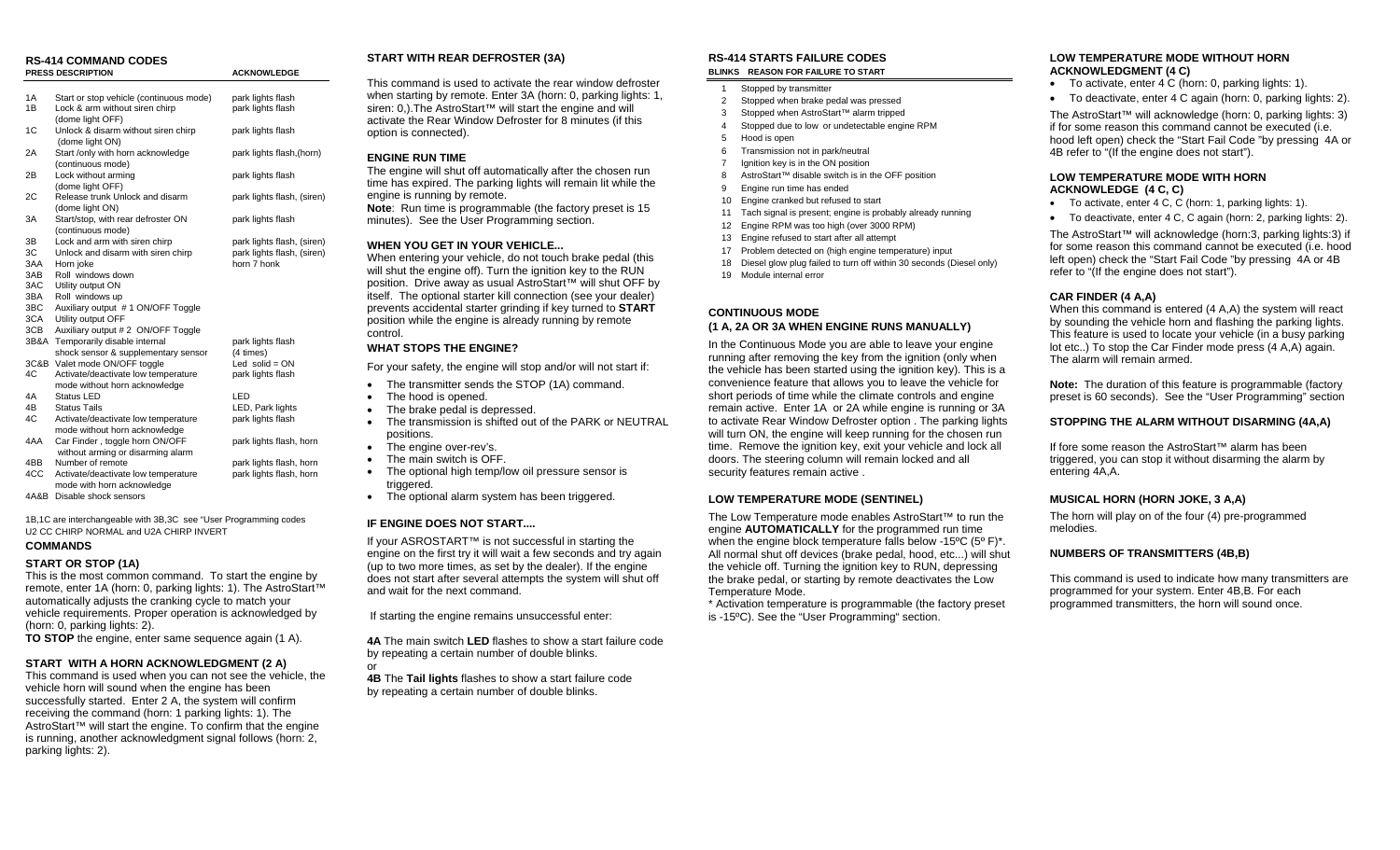## RS-414 COMMAND CODES

| PRESS | DESCRIPTION | ACKNOWLEDGE |
|---|---|---|
| 1A | Start or stop vehicle (continuous mode) | park lights flash |
| 1B | Lock & arm without siren chirp (dome light OFF) | park lights flash |
| 1C | Unlock & disarm without siren chirp (dome light ON) | park lights flash |
| 2A | Start /only with horn acknowledge (continuous mode) | park lights flash,(horn) |
| 2B | Lock without arming (dome light OFF) | park lights flash |
| 2C | Release trunk Unlock and disarm (dome light ON) | park lights flash, (siren) |
| 3A | Start/stop, with rear defroster ON (continuous mode) | park lights flash |
| 3B | Lock and arm with siren chirp | park lights flash, (siren) |
| 3C | Unlock and disarm with siren chirp | park lights flash, (siren) |
| 3AA | Horn joke | horn 7 honk |
| 3AB | Roll windows down | |
| 3AC | Utility output ON | |
| 3BA | Roll windows up | |
| 3BC | Auxiliary output # 1 ON/OFF Toggle | |
| 3CA | Utility output OFF | |
| 3CB | Auxiliary output # 2 ON/OFF Toggle | |
| 3B&A | Temporarily disable internal shock sensor & supplementary sensor | park lights flash (4 times) |
| 3C&B | Valet mode ON/OFF toggle | Led solid = ON |
| 4C | Activate/deactivate low temperature mode without horn acknowledge | park lights flash |
| 4A | Status LED | LED |
| 4B | Status Tails | LED, Park lights |
| 4C | Activate/deactivate low temperature mode without horn acknowledge | park lights flash |
| 4AA | Car Finder , toggle horn ON/OFF without arming or disarming alarm | park lights flash, horn |
| 4BB | Number of remote | park lights flash, horn |
| 4CC | Activate/deactivate low temperature mode with horn acknowledge | park lights flash, horn |
| 4A&B | Disable shock sensors | |

1B,1C are interchangeable with 3B,3C see "User Programming codes U2 CC CHIRP NORMAL and U2A CHIRP INVERT

### COMMANDS

### START OR STOP (1A)

This is the most common command. To start the engine by remote, enter 1A (horn: 0, parking lights: 1). The AstroStart™ automatically adjusts the cranking cycle to match your vehicle requirements. Proper operation is acknowledged by (horn: 0, parking lights: 2).

**TO STOP** the engine, enter same sequence again (1 A).

### START WITH A HORN ACKNOWLEDGMENT (2 A)

This command is used when you can not see the vehicle, the vehicle horn will sound when the engine has been successfully started. Enter 2 A, the system will confirm receiving the command (horn: 1 parking lights: 1). The AstroStart™ will start the engine. To confirm that the engine is running, another acknowledgment signal follows (horn: 2, parking lights: 2).

### START WITH REAR DEFROSTER (3A)

This command is used to activate the rear window defroster when starting by remote. Enter 3A (horn: 0, parking lights: 1, siren: 0,).The AstroStart™ will start the engine and will activate the Rear Window Defroster for 8 minutes (if this option is connected).

### ENGINE RUN TIME

The engine will shut off automatically after the chosen run time has expired. The parking lights will remain lit while the engine is running by remote.

**Note**: Run time is programmable (the factory preset is 15 minutes). See the User Programming section.

### WHEN YOU GET IN YOUR VEHICLE...

When entering your vehicle, do not touch brake pedal (this will shut the engine off). Turn the ignition key to the RUN position. Drive away as usual AstroStart™ will shut OFF by itself. The optional starter kill connection (see your dealer) prevents accidental starter grinding if key turned to **START** position while the engine is already running by remote control.

### WHAT STOPS THE ENGINE?

For your safety, the engine will stop and/or will not start if:

- The transmitter sends the STOP (1A) command.
- The hood is opened.
- The brake pedal is depressed.
- The transmission is shifted out of the PARK or NEUTRAL positions.
- The engine over-rev's.
- The main switch is OFF.
- The optional high temp/low oil pressure sensor is triggered.
- The optional alarm system has been triggered.

### IF ENGINE DOES NOT START....

If your ASROSTART™ is not successful in starting the engine on the first try it will wait a few seconds and try again (up to two more times, as set by the dealer). If the engine does not start after several attempts the system will shut off and wait for the next command.

If starting the engine remains unsuccessful enter:

**4A** The main switch **LED** flashes to show a start failure code by repeating a certain number of double blinks.

or

**4B** The **Tail lights** flashes to show a start failure code by repeating a certain number of double blinks.

## RS-414 STARTS FAILURE CODES

| BLINKS | REASON FOR FAILURE TO START |
|---|---|
| 1 | Stopped by transmitter |
| 2 | Stopped when brake pedal was pressed |
| 3 | Stopped when AstroStart™ alarm tripped |
| 4 | Stopped due to low or undetectable engine RPM |
| 5 | Hood is open |
| 6 | Transmission not in park/neutral |
| 7 | Ignition key is in the ON position |
| 8 | AstroStart™ disable switch is in the OFF position |
| 9 | Engine run time has ended |
| 10 | Engine cranked but refused to start |
| 11 | Tach signal is present; engine is probably already running |
| 12 | Engine RPM was too high (over 3000 RPM) |
| 13 | Engine refused to start after all attempt |
| 17 | Problem detected on (high engine temperature) input |
| 18 | Diesel glow plug failed to turn off within 30 seconds (Diesel only) |
| 19 | Module internal error |

### CONTINUOUS MODE (1 A, 2A OR 3A WHEN ENGINE RUNS MANUALLY)

In the Continuous Mode you are able to leave your engine running after removing the key from the ignition (only when the vehicle has been started using the ignition key). This is a convenience feature that allows you to leave the vehicle for short periods of time while the climate controls and engine remain active. Enter 1A or 2A while engine is running or 3A to activate Rear Window Defroster option . The parking lights will turn ON, the engine will keep running for the chosen run time. Remove the ignition key, exit your vehicle and lock all doors. The steering column will remain locked and all security features remain active .

### LOW TEMPERATURE MODE (SENTINEL)

The Low Temperature mode enables AstroStart™ to run the engine **AUTOMATICALLY** for the programmed run time when the engine block temperature falls below -15ºC (5º F)*. All normal shut off devices (brake pedal, hood, etc...) will shut the vehicle off. Turning the ignition key to RUN, depressing the brake pedal, or starting by remote deactivates the Low Temperature Mode.

\* Activation temperature is programmable (the factory preset is -15ºC). See the "User Programming" section.

### LOW TEMPERATURE MODE WITHOUT HORN ACKNOWLEDGMENT (4 C)

- To activate, enter 4 C (horn: 0, parking lights: 1).
- To deactivate, enter 4 C again (horn: 0, parking lights: 2).

The AstroStart™ will acknowledge (horn: 0, parking lights: 3) if for some reason this command cannot be executed (i.e. hood left open) check the "Start Fail Code "by pressing 4A or 4B refer to "(If the engine does not start").

### LOW TEMPERATURE MODE WITH HORN ACKNOWLEDGE (4 C, C)

- To activate, enter 4 C, C (horn: 1, parking lights: 1).
- To deactivate, enter 4 C, C again (horn: 2, parking lights: 2).

The AstroStart™ will acknowledge (horn:3, parking lights:3) if for some reason this command cannot be executed (i.e. hood left open) check the "Start Fail Code "by pressing 4A or 4B refer to "(If the engine does not start").

### CAR FINDER (4 A,A)

When this command is entered (4 A,A) the system will react by sounding the vehicle horn and flashing the parking lights. This feature is used to locate your vehicle (in a busy parking lot etc..) To stop the Car Finder mode press (4 A,A) again. The alarm will remain armed.

**Note:** The duration of this feature is programmable (factory preset is 60 seconds). See the "User Programming" section

### STOPPING THE ALARM WITHOUT DISARMING (4A,A)

If fore some reason the AstroStart™ alarm has been triggered, you can stop it without disarming the alarm by entering 4A,A.

### MUSICAL HORN (HORN JOKE, 3 A,A)

The horn will play on of the four (4) pre-programmed melodies.

### NUMBERS OF TRANSMITTERS (4B,B)

This command is used to indicate how many transmitters are programmed for your system. Enter 4B,B. For each programmed transmitters, the horn will sound once.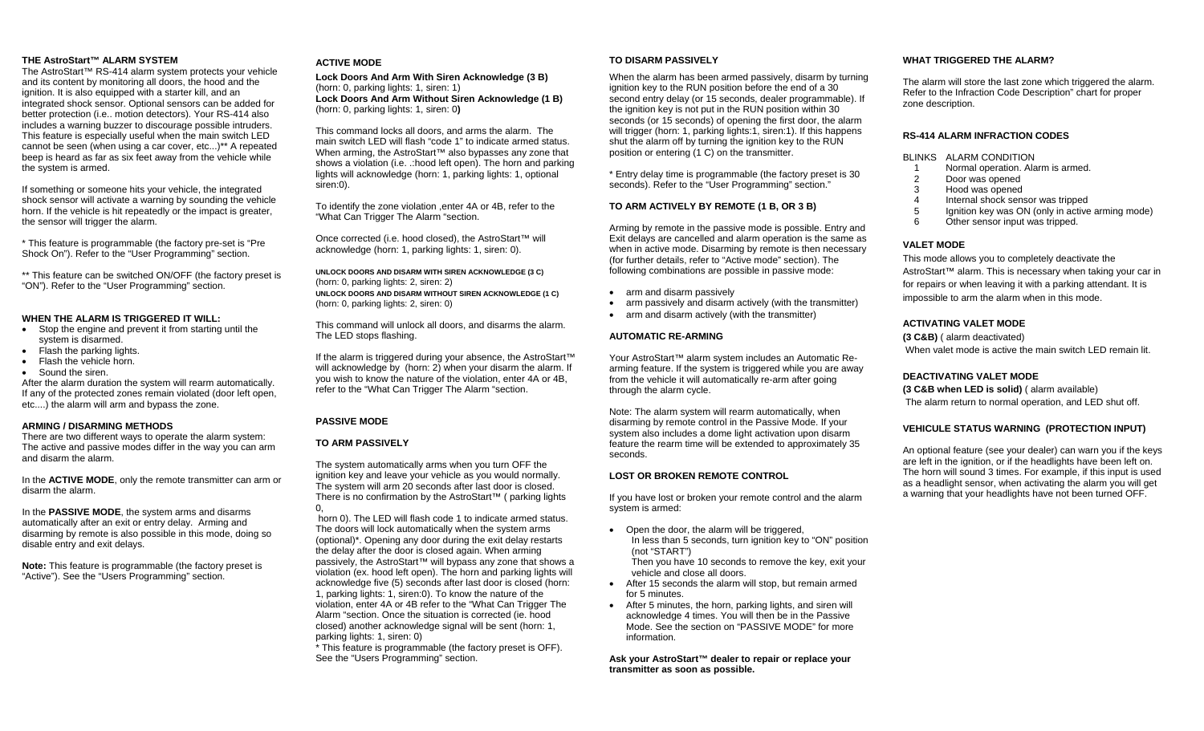### THE AstroStart™ ALARM SYSTEM

The AstroStart™ RS-414 alarm system protects your vehicle and its content by monitoring all doors, the hood and the ignition. It is also equipped with a starter kill, and an integrated shock sensor. Optional sensors can be added for better protection (i.e.. motion detectors). Your RS-414 also includes a warning buzzer to discourage possible intruders. This feature is especially useful when the main switch LED cannot be seen (when using a car cover, etc...)** A repeated beep is heard as far as six feet away from the vehicle while the system is armed.

If something or someone hits your vehicle, the integrated shock sensor will activate a warning by sounding the vehicle horn. If the vehicle is hit repeatedly or the impact is greater, the sensor will trigger the alarm.

* This feature is programmable (the factory pre-set is "Pre Shock On"). Refer to the "User Programming" section.

** This feature can be switched ON/OFF (the factory preset is "ON"). Refer to the "User Programming" section.

### WHEN THE ALARM IS TRIGGERED IT WILL:

- Stop the engine and prevent it from starting until the system is disarmed.
- Flash the parking lights.
- Flash the vehicle horn.
- Sound the siren.

After the alarm duration the system will rearm automatically. If any of the protected zones remain violated (door left open, etc....) the alarm will arm and bypass the zone.

### ARMING / DISARMING METHODS

There are two different ways to operate the alarm system: The active and passive modes differ in the way you can arm and disarm the alarm.

In the **ACTIVE MODE**, only the remote transmitter can arm or disarm the alarm.

In the **PASSIVE MODE**, the system arms and disarms automatically after an exit or entry delay. Arming and disarming by remote is also possible in this mode, doing so disable entry and exit delays.

**Note:** This feature is programmable (the factory preset is "Active"). See the "Users Programming" section.

### ACTIVE MODE

**Lock Doors And Arm With Siren Acknowledge (3 B)**
(horn: 0, parking lights: 1, siren: 1)
**Lock Doors And Arm Without Siren Acknowledge (1 B)**
(horn: 0, parking lights: 1, siren: 0**)**

This command locks all doors, and arms the alarm. The main switch LED will flash "code 1" to indicate armed status. When arming, the AstroStart™ also bypasses any zone that shows a violation (i.e. .:hood left open). The horn and parking lights will acknowledge (horn: 1, parking lights: 1, optional siren:0).

To identify the zone violation ,enter 4A or 4B, refer to the "What Can Trigger The Alarm "section.

Once corrected (i.e. hood closed), the AstroStart™ will acknowledge (horn: 1, parking lights: 1, siren: 0).

**UNLOCK DOORS AND DISARM WITH SIREN ACKNOWLEDGE (3 C)**
(horn: 0, parking lights: 2, siren: 2)
**UNLOCK DOORS AND DISARM WITHOUT SIREN ACKNOWLEDGE (1 C)**
(horn: 0, parking lights: 2, siren: 0)

This command will unlock all doors, and disarms the alarm. The LED stops flashing.

If the alarm is triggered during your absence, the AstroStart™ will acknowledge by (horn: 2) when your disarm the alarm. If you wish to know the nature of the violation, enter 4A or 4B, refer to the "What Can Trigger The Alarm "section.

### PASSIVE MODE

### TO ARM PASSIVELY

The system automatically arms when you turn OFF the ignition key and leave your vehicle as you would normally. The system will arm 20 seconds after last door is closed. There is no confirmation by the AstroStart™ ( parking lights 0,
horn 0). The LED will flash code 1 to indicate armed status. The doors will lock automatically when the system arms (optional)*. Opening any door during the exit delay restarts the delay after the door is closed again. When arming passively, the AstroStart™ will bypass any zone that shows a violation (ex. hood left open). The horn and parking lights will acknowledge five (5) seconds after last door is closed (horn: 1, parking lights: 1, siren:0). To know the nature of the violation, enter 4A or 4B refer to the "What Can Trigger The Alarm "section. Once the situation is corrected (ie. hood closed) another acknowledge signal will be sent (horn: 1, parking lights: 1, siren: 0)
* This feature is programmable (the factory preset is OFF). See the "Users Programming" section.

### TO DISARM PASSIVELY

When the alarm has been armed passively, disarm by turning ignition key to the RUN position before the end of a 30 second entry delay (or 15 seconds, dealer programmable). If the ignition key is not put in the RUN position within 30 seconds (or 15 seconds) of opening the first door, the alarm will trigger (horn: 1, parking lights:1, siren:1). If this happens shut the alarm off by turning the ignition key to the RUN position or entering (1 C) on the transmitter.

* Entry delay time is programmable (the factory preset is 30 seconds). Refer to the "User Programming" section."

### TO ARM ACTIVELY BY REMOTE (1 B, OR 3 B)

Arming by remote in the passive mode is possible. Entry and Exit delays are cancelled and alarm operation is the same as when in active mode. Disarming by remote is then necessary (for further details, refer to "Active mode" section). The following combinations are possible in passive mode:

- arm and disarm passively
- arm passively and disarm actively (with the transmitter)
- arm and disarm actively (with the transmitter)

### AUTOMATIC RE-ARMING

Your AstroStart™ alarm system includes an Automatic Re-arming feature. If the system is triggered while you are away from the vehicle it will automatically re-arm after going through the alarm cycle.

Note: The alarm system will rearm automatically, when disarming by remote control in the Passive Mode. If your system also includes a dome light activation upon disarm feature the rearm time will be extended to approximately 35 seconds.

### LOST OR BROKEN REMOTE CONTROL

If you have lost or broken your remote control and the alarm system is armed:

- Open the door, the alarm will be triggered,
  In less than 5 seconds, turn ignition key to "ON" position (not "START")
  Then you have 10 seconds to remove the key, exit your vehicle and close all doors.
- After 15 seconds the alarm will stop, but remain armed for 5 minutes.
- After 5 minutes, the horn, parking lights, and siren will acknowledge 4 times. You will then be in the Passive Mode. See the section on "PASSIVE MODE" for more information.

**Ask your AstroStart™ dealer to repair or replace your transmitter as soon as possible.**

### WHAT TRIGGERED THE ALARM?

The alarm will store the last zone which triggered the alarm. Refer to the Infraction Code Description" chart for proper zone description.

### RS-414 ALARM INFRACTION CODES

| BLINKS | ALARM CONDITION |
|---|---|
| 1 | Normal operation. Alarm is armed. |
| 2 | Door was opened |
| 3 | Hood was opened |
| 4 | Internal shock sensor was tripped |
| 5 | Ignition key was ON (only in active arming mode) |
| 6 | Other sensor input was tripped. |

### VALET MODE

This mode allows you to completely deactivate the AstroStart™ alarm. This is necessary when taking your car in for repairs or when leaving it with a parking attendant. It is impossible to arm the alarm when in this mode.

### ACTIVATING VALET MODE

**(3 C&B)** ( alarm deactivated)
When valet mode is active the main switch LED remain lit.

### DEACTIVATING VALET MODE

**(3 C&B when LED is solid)** ( alarm available)
The alarm return to normal operation, and LED shut off.

### VEHICULE STATUS WARNING (PROTECTION INPUT)

An optional feature (see your dealer) can warn you if the keys are left in the ignition, or if the headlights have been left on. The horn will sound 3 times. For example, if this input is used as a headlight sensor, when activating the alarm you will get a warning that your headlights have not been turned OFF.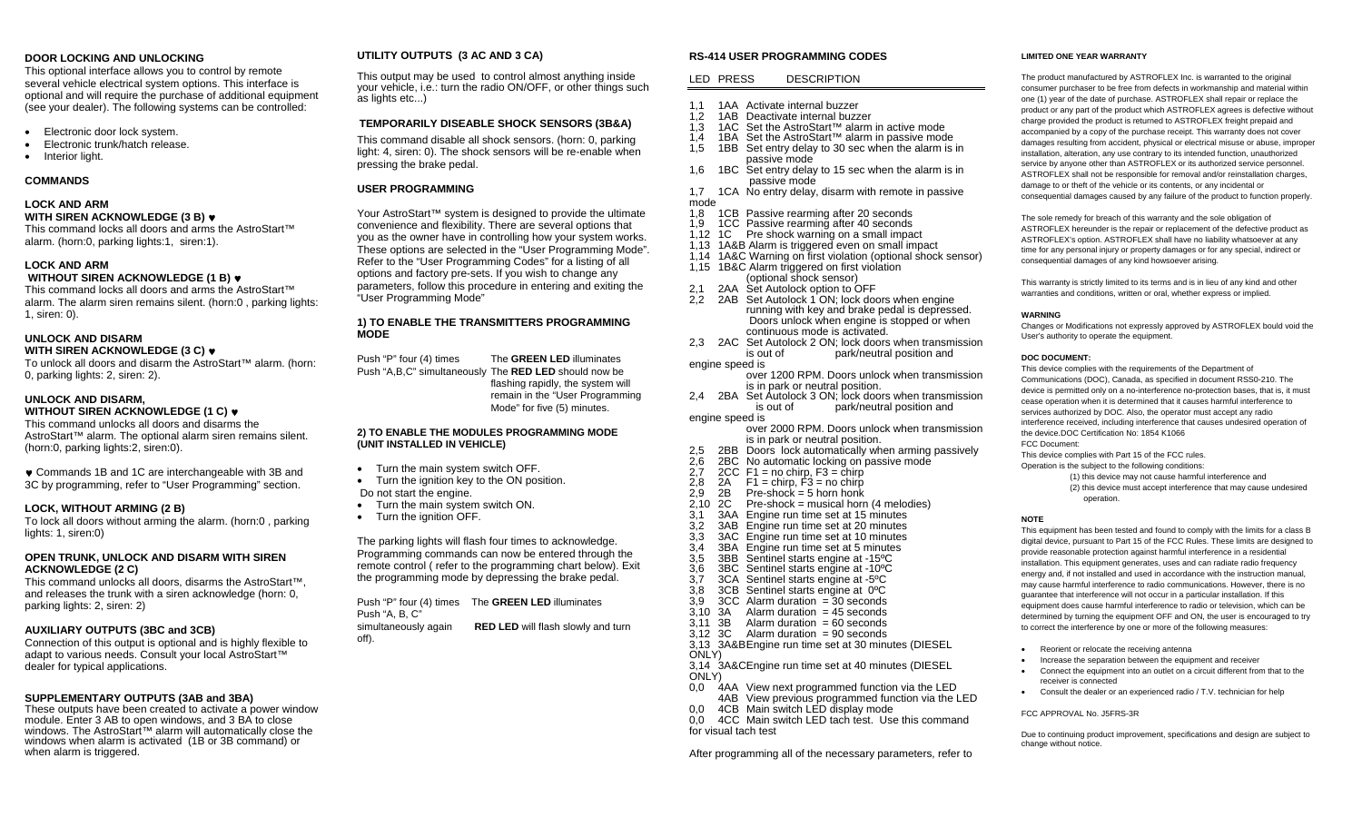## DOOR LOCKING AND UNLOCKING

This optional interface allows you to control by remote several vehicle electrical system options. This interface is optional and will require the purchase of additional equipment (see your dealer). The following systems can be controlled:

- Electronic door lock system.
- Electronic trunk/hatch release.
- Interior light.

## COMMANDS

### LOCK AND ARM WITH SIREN ACKNOWLEDGE (3 B) ♥

This command locks all doors and arms the AstroStart™ alarm. (horn:0, parking lights:1, siren:1).

### LOCK AND ARM WITHOUT SIREN ACKNOWLEDGE (1 B) ♥

This command locks all doors and arms the AstroStart™ alarm. The alarm siren remains silent. (horn:0 , parking lights: 1, siren: 0).

### UNLOCK AND DISARM WITH SIREN ACKNOWLEDGE (3 C) ♥

To unlock all doors and disarm the AstroStart™ alarm. (horn: 0, parking lights: 2, siren: 2).

### UNLOCK AND DISARM, WITHOUT SIREN ACKNOWLEDGE (1 C) ♥

This command unlocks all doors and disarms the AstroStart™ alarm. The optional alarm siren remains silent. (horn:0, parking lights:2, siren:0).

♥ Commands 1B and 1C are interchangeable with 3B and 3C by programming, refer to "User Programming" section.

### LOCK, WITHOUT ARMING (2 B)

To lock all doors without arming the alarm. (horn:0 , parking lights: 1, siren:0)

### OPEN TRUNK, UNLOCK AND DISARM WITH SIREN ACKNOWLEDGE (2 C)

This command unlocks all doors, disarms the AstroStart™, and releases the trunk with a siren acknowledge (horn: 0, parking lights: 2, siren: 2)

### AUXILIARY OUTPUTS (3BC and 3CB)

Connection of this output is optional and is highly flexible to adapt to various needs. Consult your local AstroStart™ dealer for typical applications.

### SUPPLEMENTARY OUTPUTS (3AB and 3BA)

These outputs have been created to activate a power window module. Enter 3 AB to open windows, and 3 BA to close windows. The AstroStart™ alarm will automatically close the windows when alarm is activated (1B or 3B command) or when alarm is triggered.

### UTILITY OUTPUTS (3 AC AND 3 CA)

This output may be used to control almost anything inside your vehicle, i.e.: turn the radio ON/OFF, or other things such as lights etc...)

### TEMPORARILY DISEABLE SHOCK SENSORS (3B&A)

This command disable all shock sensors. (horn: 0, parking light: 4, siren: 0). The shock sensors will be re-enable when pressing the brake pedal.

### USER PROGRAMMING

Your AstroStart™ system is designed to provide the ultimate convenience and flexibility. There are several options that you as the owner have in controlling how your system works. These options are selected in the "User Programming Mode". Refer to the "User Programming Codes" for a listing of all options and factory pre-sets. If you wish to change any parameters, follow this procedure in entering and exiting the "User Programming Mode"

#### 1) TO ENABLE THE TRANSMITTERS PROGRAMMING MODE

Push "P" four (4) times — The **GREEN LED** illuminates

Push "A,B,C" simultaneously — The **RED LED** should now be flashing rapidly, the system will remain in the "User Programming Mode" for five (5) minutes.

#### 2) TO ENABLE THE MODULES PROGRAMMING MODE (UNIT INSTALLED IN VEHICLE)

- Turn the main system switch OFF.
- Turn the ignition key to the ON position.

Do not start the engine.

- Turn the main system switch ON.
- Turn the ignition OFF.

The parking lights will flash four times to acknowledge. Programming commands can now be entered through the remote control ( refer to the programming chart below). Exit the programming mode by depressing the brake pedal.

Push "P" four (4) times — The **GREEN LED** illuminates

Push "A, B, C" simultaneously again — **RED LED** will flash slowly and turn off).

## RS-414 USER PROGRAMMING CODES

| LED | PRESS | DESCRIPTION |
|---|---|---|
| 1,1 | 1AA | Activate internal buzzer |
| 1,2 | 1AB | Deactivate internal buzzer |
| 1,3 | 1AC | Set the AstroStart™ alarm in active mode |
| 1,4 | 1BA | Set the AstroStart™ alarm in passive mode |
| 1,5 | 1BB | Set entry delay to 30 sec when the alarm is in passive mode |
| 1,6 | 1BC | Set entry delay to 15 sec when the alarm is in passive mode |
| 1,7 | 1CA | No entry delay, disarm with remote in passive mode |
| 1,8 | 1CB | Passive rearming after 20 seconds |
| 1,9 | 1CC | Passive rearming after 40 seconds |
| 1,12 | 1C | Pre shock warning on a small impact |
| 1,13 | 1A&B | Alarm is triggered even on small impact |
| 1,14 | 1A&C | Warning on first violation (optional shock sensor) |
| 1,15 | 1B&C | Alarm triggered on first violation (optional shock sensor) |
| 2,1 | 2AA | Set Autolock option to OFF |
| 2,2 | 2AB | Set Autolock 1 ON; lock doors when engine running with key and brake pedal is depressed. Doors unlock when engine is stopped or when continuous mode is activated. |
| 2,3 | 2AC | Set Autolock 2 ON; lock doors when transmission is out of park/neutral position and engine speed is over 1200 RPM. Doors unlock when transmission is in park or neutral position. |
| 2,4 | 2BA | Set Autolock 3 ON; lock doors when transmission is out of park/neutral position and engine speed is over 2000 RPM. Doors unlock when transmission is in park or neutral position. |
| 2,5 | 2BB | Doors lock automatically when arming passively |
| 2,6 | 2BC | No automatic locking on passive mode |
| 2,7 | 2CC | F1 = no chirp, F3 = chirp |
| 2,8 | 2A | F1 = chirp, F3 = no chirp |
| 2,9 | 2B | Pre-shock = 5 horn honk |
| 2,10 | 2C | Pre-shock = musical horn (4 melodies) |
| 3,1 | 3AA | Engine run time set at 15 minutes |
| 3,2 | 3AB | Engine run time set at 20 minutes |
| 3,3 | 3AC | Engine run time set at 10 minutes |
| 3,4 | 3BA | Engine run time set at 5 minutes |
| 3,5 | 3BB | Sentinel starts engine at -15ºC |
| 3,6 | 3BC | Sentinel starts engine at -10ºC |
| 3,7 | 3CA | Sentinel starts engine at -5ºC |
| 3,8 | 3CB | Sentinel starts engine at 0ºC |
| 3,9 | 3CC | Alarm duration = 30 seconds |
| 3,10 | 3A | Alarm duration = 45 seconds |
| 3,11 | 3B | Alarm duration = 60 seconds |
| 3,12 | 3C | Alarm duration = 90 seconds |
| 3,13 | 3A&B | Engine run time set at 30 minutes (DIESEL ONLY) |
| 3,14 | 3A&C | Engine run time set at 40 minutes (DIESEL ONLY) |
| 0,0 | 4AA | View next programmed function via the LED |
| | 4AB | View previous programmed function via the LED |
| 0,0 | 4CB | Main switch LED display mode |
| 0,0 | 4CC | Main switch LED tach test. Use this command for visual tach test |

After programming all of the necessary parameters, refer to

#### LIMITED ONE YEAR WARRANTY

The product manufactured by ASTROFLEX Inc. is warranted to the original consumer purchaser to be free from defects in workmanship and material within one (1) year of the date of purchase. ASTROFLEX shall repair or replace the product or any part of the product which ASTROFLEX agrees is defective without charge provided the product is returned to ASTROFLEX freight prepaid and accompanied by a copy of the purchase receipt. This warranty does not cover damages resulting from accident, physical or electrical misuse or abuse, improper installation, alteration, any use contrary to its intended function, unauthorized service by anyone other than ASTROFLEX or its authorized service personnel. ASTROFLEX shall not be responsible for removal and/or reinstallation charges, damage to or theft of the vehicle or its contents, or any incidental or consequential damages caused by any failure of the product to function properly.

The sole remedy for breach of this warranty and the sole obligation of ASTROFLEX hereunder is the repair or replacement of the defective product as ASTROFLEX's option. ASTROFLEX shall have no liability whatsoever at any time for any personal injury or property damages or for any special, indirect or consequential damages of any kind howsoever arising.

This warranty is strictly limited to its terms and is in lieu of any kind and other warranties and conditions, written or oral, whether express or implied.

#### WARNING

Changes or Modifications not expressly approved by ASTROFLEX bould void the User's authority to operate the equipment.

#### DOC DOCUMENT:

This device complies with the requirements of the Department of Communications (DOC), Canada, as specified in document RSS0-210. The device is permitted only on a no-interference no-protection bases, that is, it must cease operation when it is determined that it causes harmful interference to services authorized by DOC. Also, the operator must accept any radio interference received, including interference that causes undesired operation of the device.DOC Certification No: 1854 K1066

FCC Document:

This device complies with Part 15 of the FCC rules.

Operation is the subject to the following conditions:

(1) this device may not cause harmful interference and

(2) this device must accept interference that may cause undesired operation.

#### NOTE

This equipment has been tested and found to comply with the limits for a class B digital device, pursuant to Part 15 of the FCC Rules. These limits are designed to provide reasonable protection against harmful interference in a residential installation. This equipment generates, uses and can radiate radio frequency energy and, if not installed and used in accordance with the instruction manual, may cause harmful interference to radio communications. However, there is no guarantee that interference will not occur in a particular installation. If this equipment does cause harmful interference to radio or television, which can be determined by turning the equipment OFF and ON, the user is encouraged to try to correct the interference by one or more of the following measures:

- Reorient or relocate the receiving antenna
- Increase the separation between the equipment and receiver
- Connect the equipment into an outlet on a circuit different from that to the receiver is connected
- Consult the dealer or an experienced radio / T.V. technician for help

FCC APPROVAL No. J5FRS-3R

Due to continuing product improvement, specifications and design are subject to change without notice.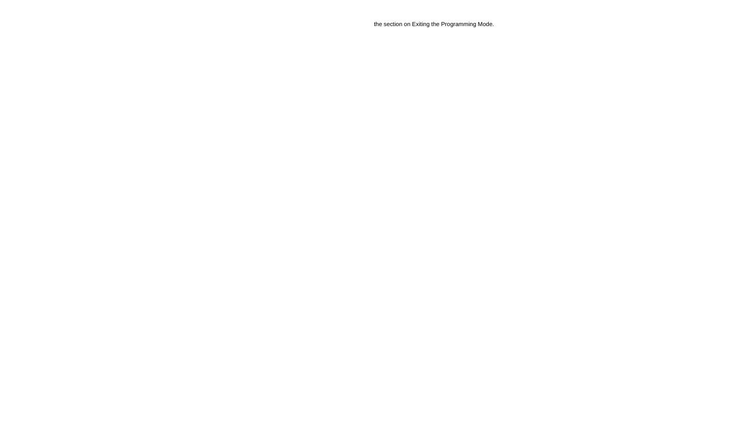the section on Exiting the Programming Mode.